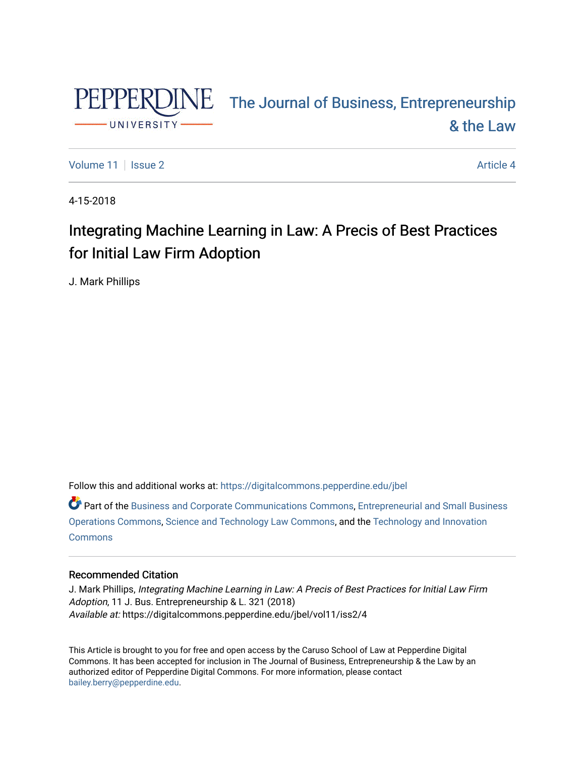PEPPERDINE UNIVERSITY

The Journal of Business, Entrepreneurship & the Law

Volume 11 | Issue 2 — Article 4

4-15-2018

# Integrating Machine Learning in Law: A Precis of Best Practices for Initial Law Firm Adoption

J. Mark Phillips

Follow this and additional works at: https://digitalcommons.pepperdine.edu/jbel

Part of the Business and Corporate Communications Commons, Entrepreneurial and Small Business Operations Commons, Science and Technology Law Commons, and the Technology and Innovation Commons

## Recommended Citation

J. Mark Phillips, *Integrating Machine Learning in Law: A Precis of Best Practices for Initial Law Firm Adoption*, 11 J. Bus. Entrepreneurship & L. 321 (2018)
*Available at:* https://digitalcommons.pepperdine.edu/jbel/vol11/iss2/4

This Article is brought to you for free and open access by the Caruso School of Law at Pepperdine Digital Commons. It has been accepted for inclusion in The Journal of Business, Entrepreneurship & the Law by an authorized editor of Pepperdine Digital Commons. For more information, please contact bailey.berry@pepperdine.edu.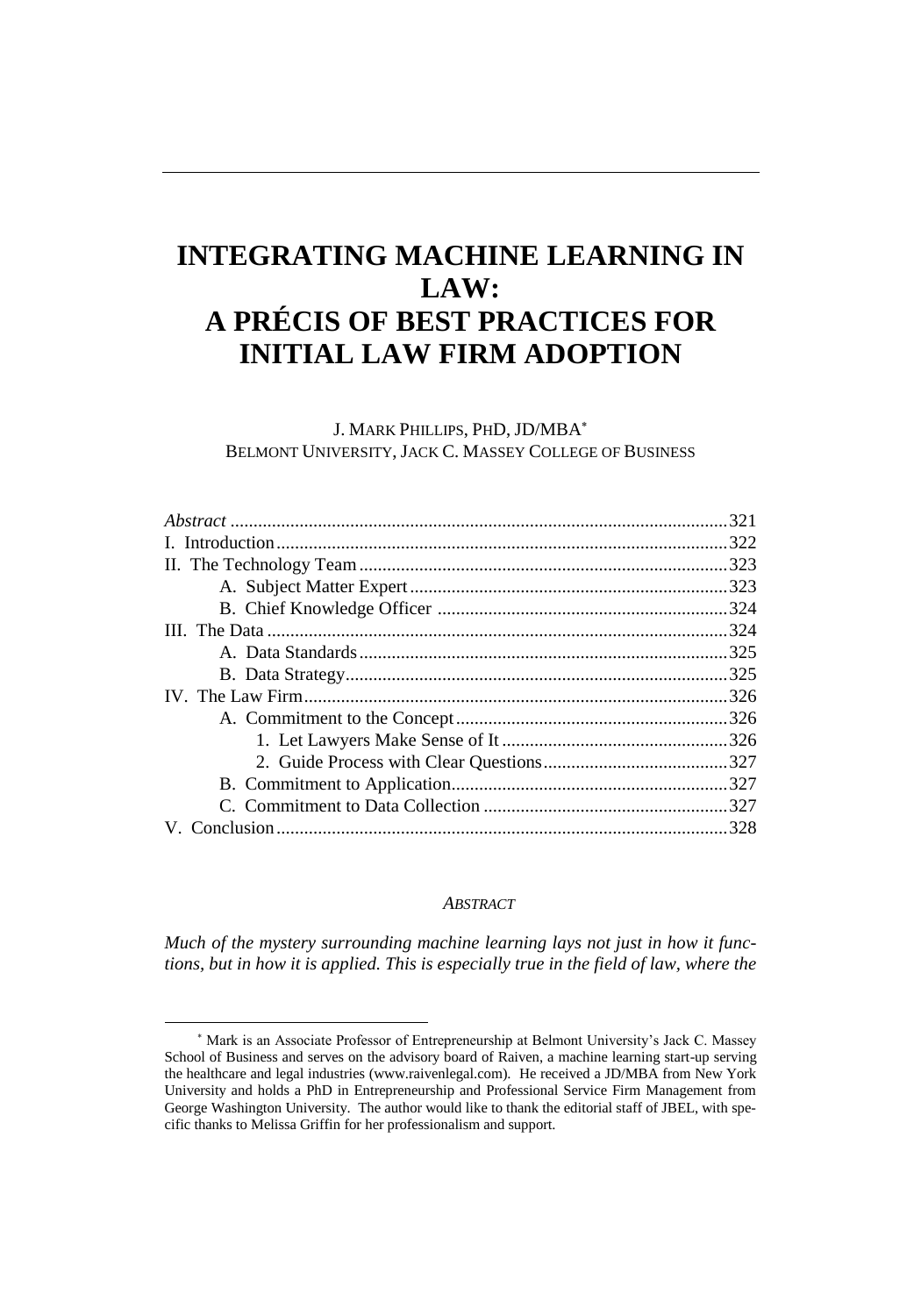# INTEGRATING MACHINE LEARNING IN LAW: A PRÉCIS OF BEST PRACTICES FOR INITIAL LAW FIRM ADOPTION

J. MARK PHILLIPS, PHD, JD/MBA*
BELMONT UNIVERSITY, JACK C. MASSEY COLLEGE OF BUSINESS

*Abstract* ........................................................................................................ 321
I. Introduction ............................................................................................... 322
II. The Technology Team ............................................................................... 323
  A. Subject Matter Expert ............................................................................. 323
  B. Chief Knowledge Officer ........................................................................ 324
III. The Data .................................................................................................. 324
  A. Data Standards ....................................................................................... 325
  B. Data Strategy .......................................................................................... 325
IV. The Law Firm ........................................................................................... 326
  A. Commitment to the Concept ................................................................... 326
    1. Let Lawyers Make Sense of It ............................................................. 326
    2. Guide Process with Clear Questions ................................................... 327
  B. Commitment to Application .................................................................... 327
  C. Commitment to Data Collection .............................................................. 327
V. Conclusion ................................................................................................. 328

## *ABSTRACT*

*Much of the mystery surrounding machine learning lays not just in how it functions, but in how it is applied. This is especially true in the field of law, where the*

---

* Mark is an Associate Professor of Entrepreneurship at Belmont University's Jack C. Massey School of Business and serves on the advisory board of Raiven, a machine learning start-up serving the healthcare and legal industries (www.raivenlegal.com). He received a JD/MBA from New York University and holds a PhD in Entrepreneurship and Professional Service Firm Management from George Washington University. The author would like to thank the editorial staff of JBEL, with specific thanks to Melissa Griffin for her professionalism and support.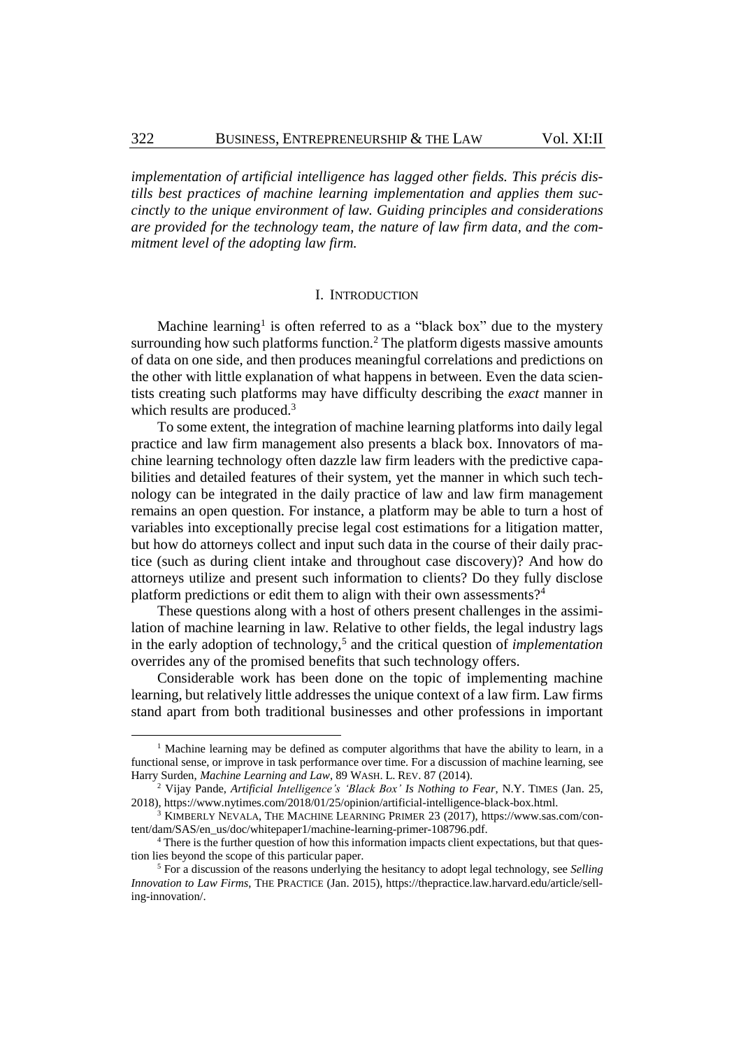*implementation of artificial intelligence has lagged other fields. This précis distills best practices of machine learning implementation and applies them succinctly to the unique environment of law. Guiding principles and considerations are provided for the technology team, the nature of law firm data, and the commitment level of the adopting law firm.*

## I. INTRODUCTION

Machine learning[1] is often referred to as a "black box" due to the mystery surrounding how such platforms function.[2] The platform digests massive amounts of data on one side, and then produces meaningful correlations and predictions on the other with little explanation of what happens in between. Even the data scientists creating such platforms may have difficulty describing the *exact* manner in which results are produced.[3]

To some extent, the integration of machine learning platforms into daily legal practice and law firm management also presents a black box. Innovators of machine learning technology often dazzle law firm leaders with the predictive capabilities and detailed features of their system, yet the manner in which such technology can be integrated in the daily practice of law and law firm management remains an open question. For instance, a platform may be able to turn a host of variables into exceptionally precise legal cost estimations for a litigation matter, but how do attorneys collect and input such data in the course of their daily practice (such as during client intake and throughout case discovery)? And how do attorneys utilize and present such information to clients? Do they fully disclose platform predictions or edit them to align with their own assessments?[4]

These questions along with a host of others present challenges in the assimilation of machine learning in law. Relative to other fields, the legal industry lags in the early adoption of technology,[5] and the critical question of *implementation* overrides any of the promised benefits that such technology offers.

Considerable work has been done on the topic of implementing machine learning, but relatively little addresses the unique context of a law firm. Law firms stand apart from both traditional businesses and other professions in important

---

[1] Machine learning may be defined as computer algorithms that have the ability to learn, in a functional sense, or improve in task performance over time. For a discussion of machine learning, see Harry Surden, *Machine Learning and Law*, 89 WASH. L. REV. 87 (2014).

[2] Vijay Pande, *Artificial Intelligence's 'Black Box' Is Nothing to Fear*, N.Y. TIMES (Jan. 25, 2018), https://www.nytimes.com/2018/01/25/opinion/artificial-intelligence-black-box.html.

[3] KIMBERLY NEVALA, THE MACHINE LEARNING PRIMER 23 (2017), https://www.sas.com/content/dam/SAS/en_us/doc/whitepaper1/machine-learning-primer-108796.pdf.

[4] There is the further question of how this information impacts client expectations, but that question lies beyond the scope of this particular paper.

[5] For a discussion of the reasons underlying the hesitancy to adopt legal technology, see *Selling Innovation to Law Firms*, THE PRACTICE (Jan. 2015), https://thepractice.law.harvard.edu/article/selling-innovation/.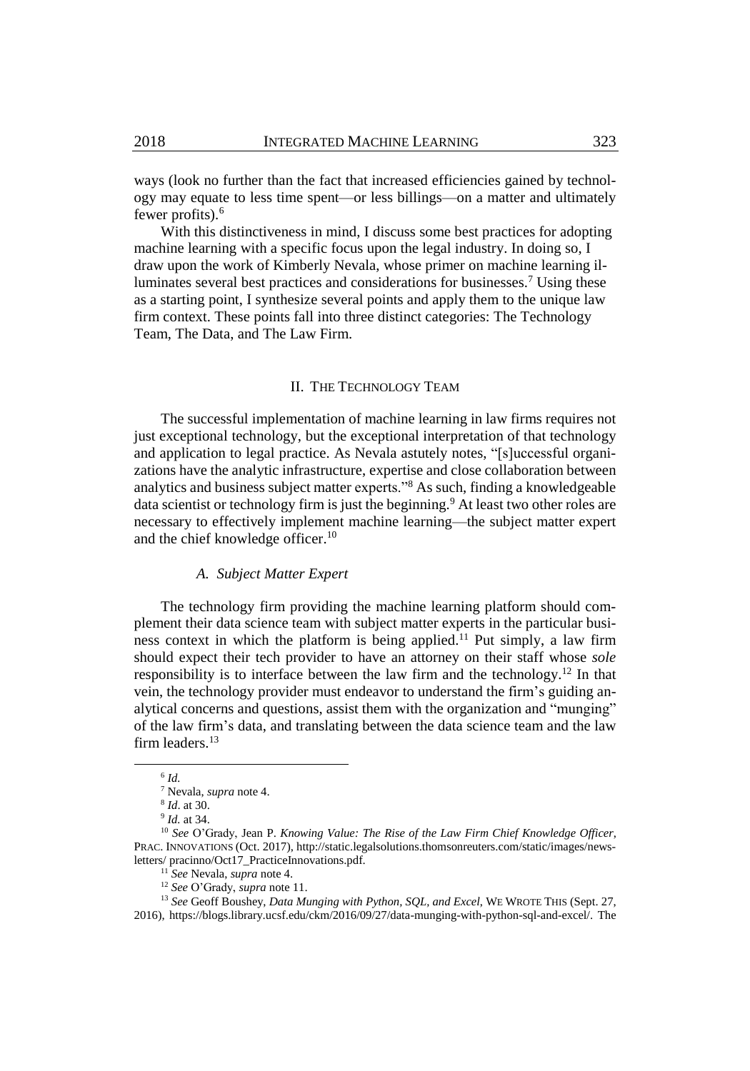ways (look no further than the fact that increased efficiencies gained by technology may equate to less time spent—or less billings—on a matter and ultimately fewer profits).[6]

With this distinctiveness in mind, I discuss some best practices for adopting machine learning with a specific focus upon the legal industry. In doing so, I draw upon the work of Kimberly Nevala, whose primer on machine learning illuminates several best practices and considerations for businesses.[7] Using these as a starting point, I synthesize several points and apply them to the unique law firm context. These points fall into three distinct categories: The Technology Team, The Data, and The Law Firm.

## II. THE TECHNOLOGY TEAM

The successful implementation of machine learning in law firms requires not just exceptional technology, but the exceptional interpretation of that technology and application to legal practice. As Nevala astutely notes, "[s]uccessful organizations have the analytic infrastructure, expertise and close collaboration between analytics and business subject matter experts."[8] As such, finding a knowledgeable data scientist or technology firm is just the beginning.[9] At least two other roles are necessary to effectively implement machine learning—the subject matter expert and the chief knowledge officer.[10]

### *A. Subject Matter Expert*

The technology firm providing the machine learning platform should complement their data science team with subject matter experts in the particular business context in which the platform is being applied.[11] Put simply, a law firm should expect their tech provider to have an attorney on their staff whose *sole* responsibility is to interface between the law firm and the technology.[12] In that vein, the technology provider must endeavor to understand the firm's guiding analytical concerns and questions, assist them with the organization and "munging" of the law firm's data, and translating between the data science team and the law firm leaders.[13]

---

[6] *Id.*

[7] Nevala, *supra* note 4.

[8] *Id*. at 30.

[9] *Id.* at 34.

[10] *See* O'Grady, Jean P. *Knowing Value: The Rise of the Law Firm Chief Knowledge Officer*, PRAC. INNOVATIONS (Oct. 2017), http://static.legalsolutions.thomsonreuters.com/static/images/newsletters/ pracinno/Oct17_PracticeInnovations.pdf.

[11] *See* Nevala, *supra* note 4.

[12] *See* O'Grady, *supra* note 11.

[13] *See* Geoff Boushey, *Data Munging with Python, SQL, and Excel*, WE WROTE THIS (Sept. 27, 2016), https://blogs.library.ucsf.edu/ckm/2016/09/27/data-munging-with-python-sql-and-excel/. The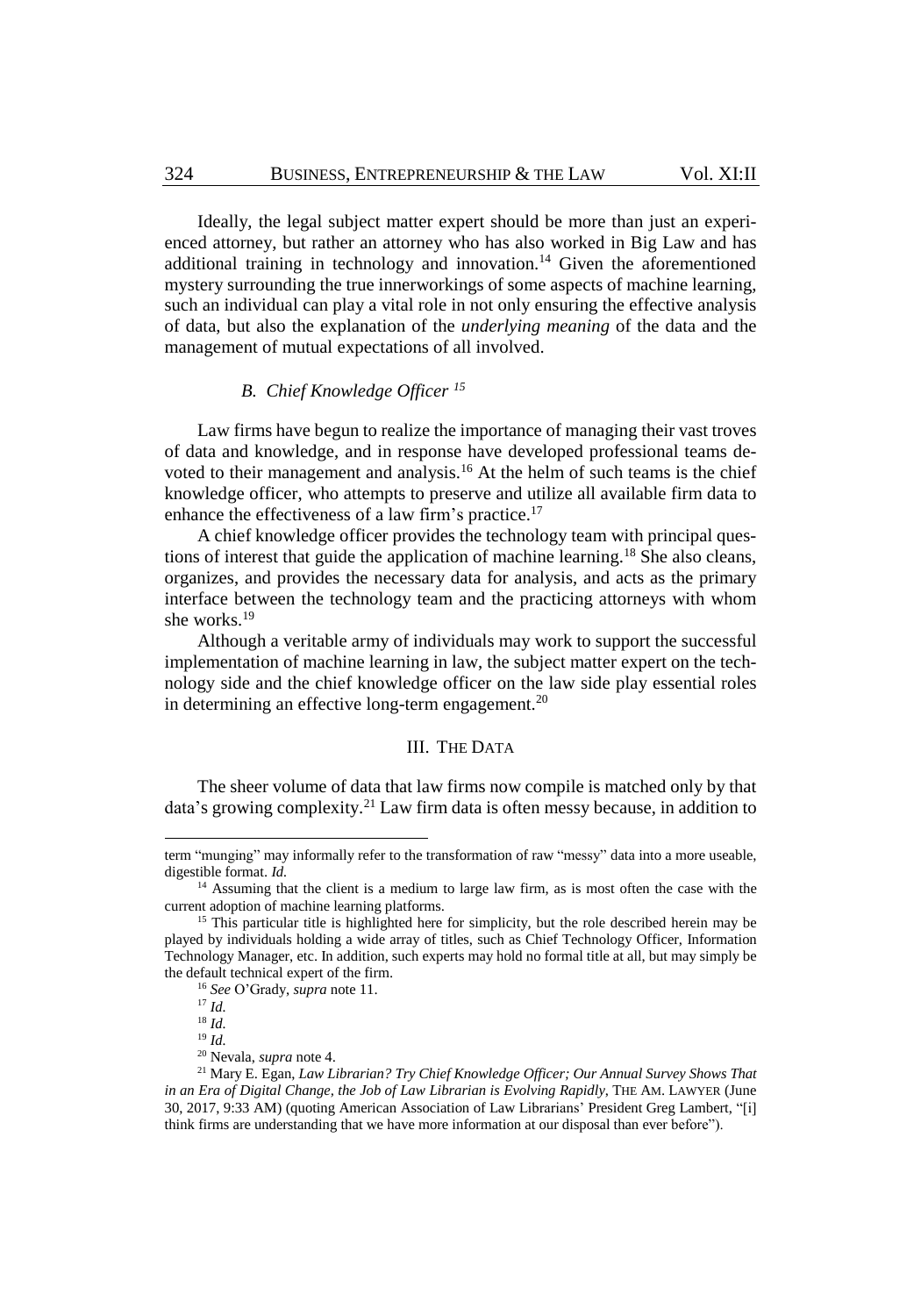Ideally, the legal subject matter expert should be more than just an experienced attorney, but rather an attorney who has also worked in Big Law and has additional training in technology and innovation.[14] Given the aforementioned mystery surrounding the true innerworkings of some aspects of machine learning, such an individual can play a vital role in not only ensuring the effective analysis of data, but also the explanation of the *underlying meaning* of the data and the management of mutual expectations of all involved.

### *B. Chief Knowledge Officer* [15]

Law firms have begun to realize the importance of managing their vast troves of data and knowledge, and in response have developed professional teams devoted to their management and analysis.[16] At the helm of such teams is the chief knowledge officer, who attempts to preserve and utilize all available firm data to enhance the effectiveness of a law firm's practice.[17]

A chief knowledge officer provides the technology team with principal questions of interest that guide the application of machine learning.[18] She also cleans, organizes, and provides the necessary data for analysis, and acts as the primary interface between the technology team and the practicing attorneys with whom she works.[19]

Although a veritable army of individuals may work to support the successful implementation of machine learning in law, the subject matter expert on the technology side and the chief knowledge officer on the law side play essential roles in determining an effective long-term engagement.[20]

## III. The Data

The sheer volume of data that law firms now compile is matched only by that data's growing complexity.[21] Law firm data is often messy because, in addition to

---

term "munging" may informally refer to the transformation of raw "messy" data into a more useable, digestible format. *Id.*

[14] Assuming that the client is a medium to large law firm, as is most often the case with the current adoption of machine learning platforms.

[15] This particular title is highlighted here for simplicity, but the role described herein may be played by individuals holding a wide array of titles, such as Chief Technology Officer, Information Technology Manager, etc. In addition, such experts may hold no formal title at all, but may simply be the default technical expert of the firm.

[16] *See* O'Grady, *supra* note 11.

[17] *Id.*

[18] *Id.*

[19] *Id.*

[20] Nevala, *supra* note 4.

[21] Mary E. Egan, *Law Librarian? Try Chief Knowledge Officer; Our Annual Survey Shows That in an Era of Digital Change, the Job of Law Librarian is Evolving Rapidly*, THE AM. LAWYER (June 30, 2017, 9:33 AM) (quoting American Association of Law Librarians' President Greg Lambert, "[i] think firms are understanding that we have more information at our disposal than ever before").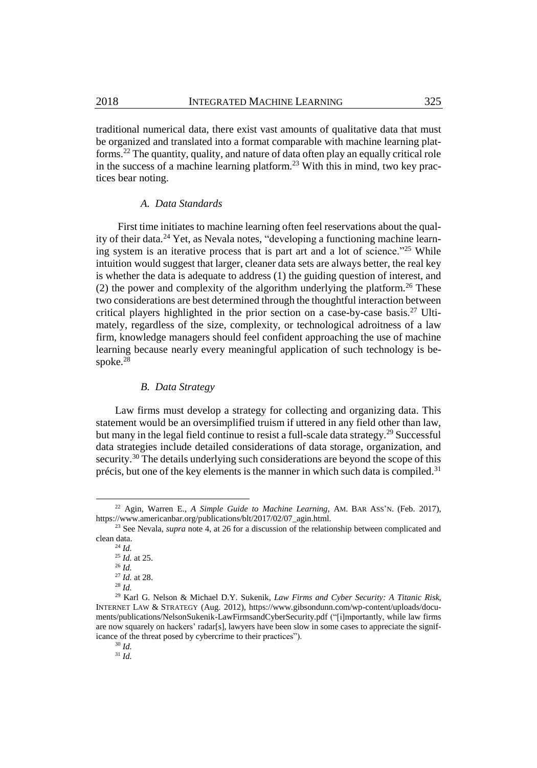traditional numerical data, there exist vast amounts of qualitative data that must be organized and translated into a format comparable with machine learning platforms.[22] The quantity, quality, and nature of data often play an equally critical role in the success of a machine learning platform.[23] With this in mind, two key practices bear noting.

### *A. Data Standards*

First time initiates to machine learning often feel reservations about the quality of their data.[24] Yet, as Nevala notes, "developing a functioning machine learning system is an iterative process that is part art and a lot of science."[25] While intuition would suggest that larger, cleaner data sets are always better, the real key is whether the data is adequate to address (1) the guiding question of interest, and (2) the power and complexity of the algorithm underlying the platform.[26] These two considerations are best determined through the thoughtful interaction between critical players highlighted in the prior section on a case-by-case basis.[27] Ultimately, regardless of the size, complexity, or technological adroitness of a law firm, knowledge managers should feel confident approaching the use of machine learning because nearly every meaningful application of such technology is bespoke.[28]

### *B. Data Strategy*

Law firms must develop a strategy for collecting and organizing data. This statement would be an oversimplified truism if uttered in any field other than law, but many in the legal field continue to resist a full-scale data strategy.[29] Successful data strategies include detailed considerations of data storage, organization, and security.[30] The details underlying such considerations are beyond the scope of this précis, but one of the key elements is the manner in which such data is compiled.[31]

---

[22] Agin, Warren E., *A Simple Guide to Machine Learning*, AM. BAR ASS'N. (Feb. 2017), https://www.americanbar.org/publications/blt/2017/02/07_agin.html.

[23] See Nevala, *supra* note 4, at 26 for a discussion of the relationship between complicated and clean data.

[24] *Id.*

[25] *Id.* at 25.

[26] *Id.*

[27] *Id.* at 28.

[28] *Id.*

[29] Karl G. Nelson & Michael D.Y. Sukenik, *Law Firms and Cyber Security: A Titanic Risk*, INTERNET LAW & STRATEGY (Aug. 2012), https://www.gibsondunn.com/wp-content/uploads/documents/publications/NelsonSukenik-LawFirmsandCyberSecurity.pdf ("[i]mportantly, while law firms are now squarely on hackers' radar[s], lawyers have been slow in some cases to appreciate the significance of the threat posed by cybercrime to their practices").

[30] *Id.*

[31] *Id.*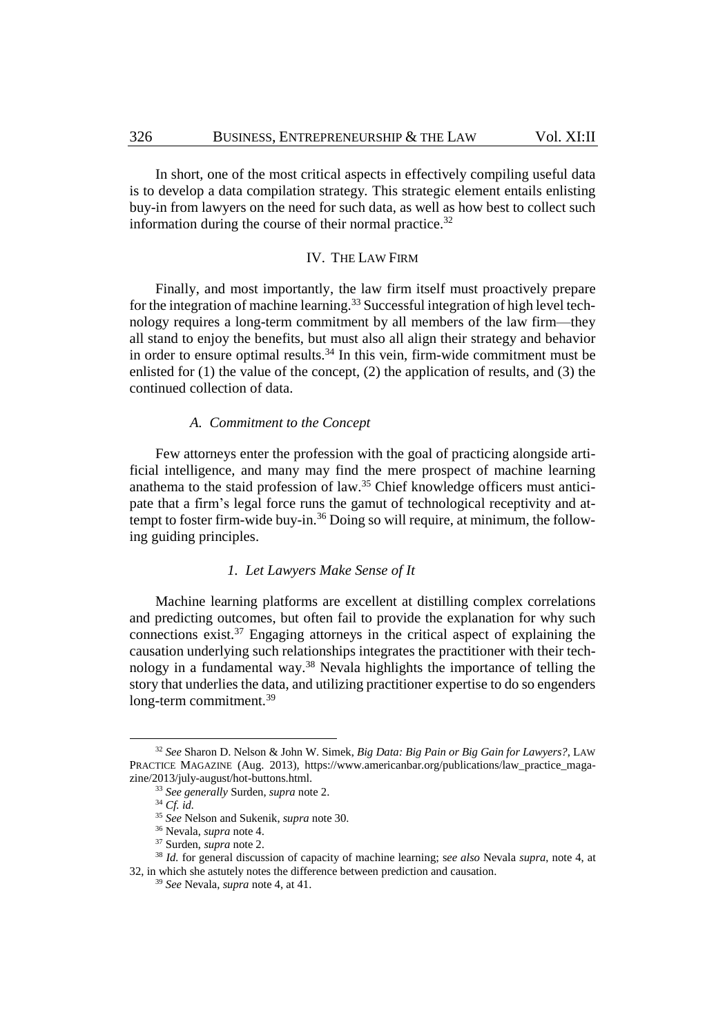In short, one of the most critical aspects in effectively compiling useful data is to develop a data compilation strategy. This strategic element entails enlisting buy-in from lawyers on the need for such data, as well as how best to collect such information during the course of their normal practice.[32]

## IV. The Law Firm

Finally, and most importantly, the law firm itself must proactively prepare for the integration of machine learning.[33] Successful integration of high level technology requires a long-term commitment by all members of the law firm—they all stand to enjoy the benefits, but must also all align their strategy and behavior in order to ensure optimal results.[34] In this vein, firm-wide commitment must be enlisted for (1) the value of the concept, (2) the application of results, and (3) the continued collection of data.

### *A. Commitment to the Concept*

Few attorneys enter the profession with the goal of practicing alongside artificial intelligence, and many may find the mere prospect of machine learning anathema to the staid profession of law.[35] Chief knowledge officers must anticipate that a firm's legal force runs the gamut of technological receptivity and attempt to foster firm-wide buy-in.[36] Doing so will require, at minimum, the following guiding principles.

#### *1. Let Lawyers Make Sense of It*

Machine learning platforms are excellent at distilling complex correlations and predicting outcomes, but often fail to provide the explanation for why such connections exist.[37] Engaging attorneys in the critical aspect of explaining the causation underlying such relationships integrates the practitioner with their technology in a fundamental way.[38] Nevala highlights the importance of telling the story that underlies the data, and utilizing practitioner expertise to do so engenders long-term commitment.[39]

---

[32] *See* Sharon D. Nelson & John W. Simek, *Big Data: Big Pain or Big Gain for Lawyers?*, Law Practice Magazine (Aug. 2013), https://www.americanbar.org/publications/law_practice_magazine/2013/july-august/hot-buttons.html.

[33] *See generally* Surden, *supra* note 2.

[34] *Cf. id.*

[35] *See* Nelson and Sukenik, *supra* note 30.

[36] Nevala, *supra* note 4.

[37] Surden, *supra* note 2.

[38] *Id.* for general discussion of capacity of machine learning; s*ee also* Nevala *supra*, note 4, at 32, in which she astutely notes the difference between prediction and causation.

[39] *See* Nevala, *supra* note 4, at 41.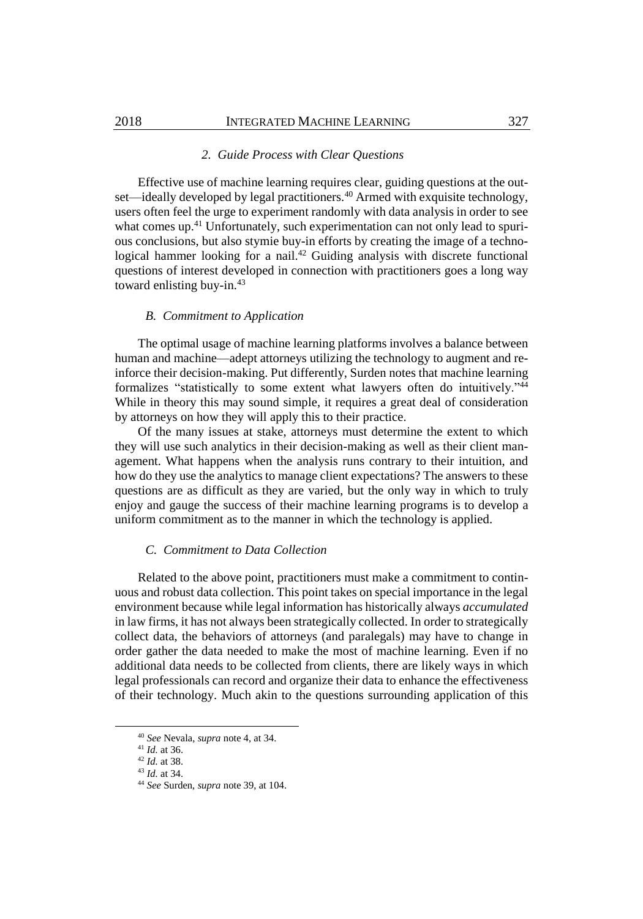### *2. Guide Process with Clear Questions*

Effective use of machine learning requires clear, guiding questions at the outset—ideally developed by legal practitioners.[40] Armed with exquisite technology, users often feel the urge to experiment randomly with data analysis in order to see what comes up.[41] Unfortunately, such experimentation can not only lead to spurious conclusions, but also stymie buy-in efforts by creating the image of a technological hammer looking for a nail.[42] Guiding analysis with discrete functional questions of interest developed in connection with practitioners goes a long way toward enlisting buy-in.[43]

## *B. Commitment to Application*

The optimal usage of machine learning platforms involves a balance between human and machine—adept attorneys utilizing the technology to augment and reinforce their decision-making. Put differently, Surden notes that machine learning formalizes "statistically to some extent what lawyers often do intuitively."[44] While in theory this may sound simple, it requires a great deal of consideration by attorneys on how they will apply this to their practice.

Of the many issues at stake, attorneys must determine the extent to which they will use such analytics in their decision-making as well as their client management. What happens when the analysis runs contrary to their intuition, and how do they use the analytics to manage client expectations? The answers to these questions are as difficult as they are varied, but the only way in which to truly enjoy and gauge the success of their machine learning programs is to develop a uniform commitment as to the manner in which the technology is applied.

## *C. Commitment to Data Collection*

Related to the above point, practitioners must make a commitment to continuous and robust data collection. This point takes on special importance in the legal environment because while legal information has historically always *accumulated* in law firms, it has not always been strategically collected. In order to strategically collect data, the behaviors of attorneys (and paralegals) may have to change in order gather the data needed to make the most of machine learning. Even if no additional data needs to be collected from clients, there are likely ways in which legal professionals can record and organize their data to enhance the effectiveness of their technology. Much akin to the questions surrounding application of this

---

[40] *See* Nevala, *supra* note 4, at 34.

[41] *Id.* at 36.

[42] *Id.* at 38.

[43] *Id.* at 34.

[44] *See* Surden, *supra* note 39, at 104.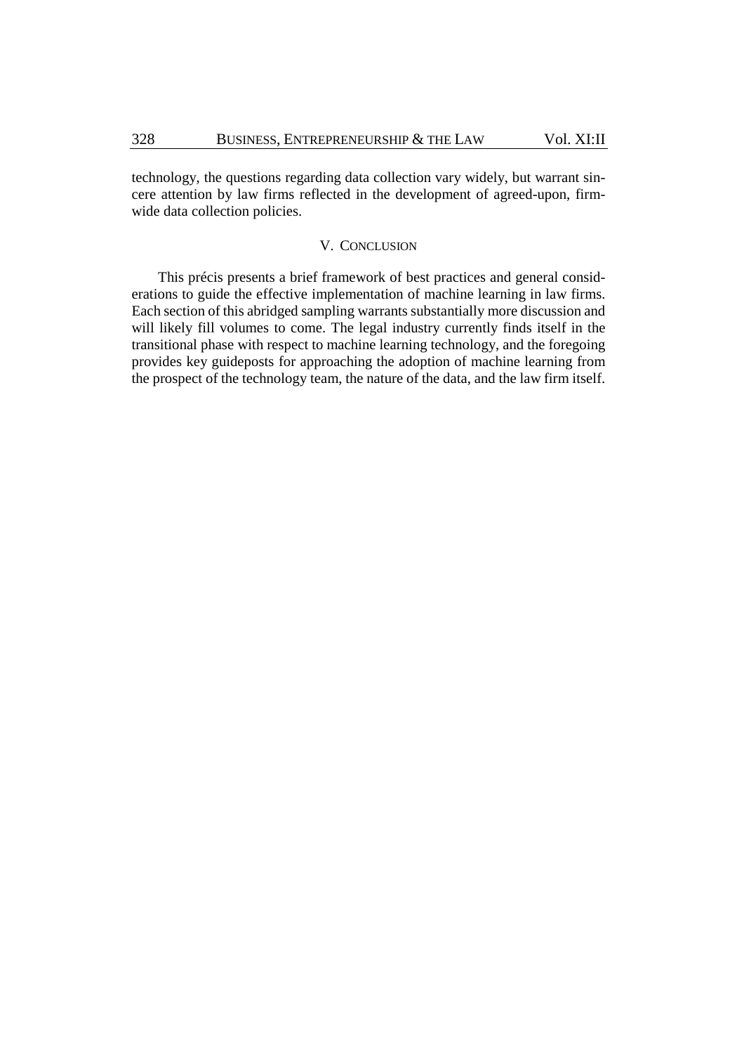technology, the questions regarding data collection vary widely, but warrant sincere attention by law firms reflected in the development of agreed-upon, firm-wide data collection policies.

## V. CONCLUSION

This précis presents a brief framework of best practices and general considerations to guide the effective implementation of machine learning in law firms. Each section of this abridged sampling warrants substantially more discussion and will likely fill volumes to come. The legal industry currently finds itself in the transitional phase with respect to machine learning technology, and the foregoing provides key guideposts for approaching the adoption of machine learning from the prospect of the technology team, the nature of the data, and the law firm itself.